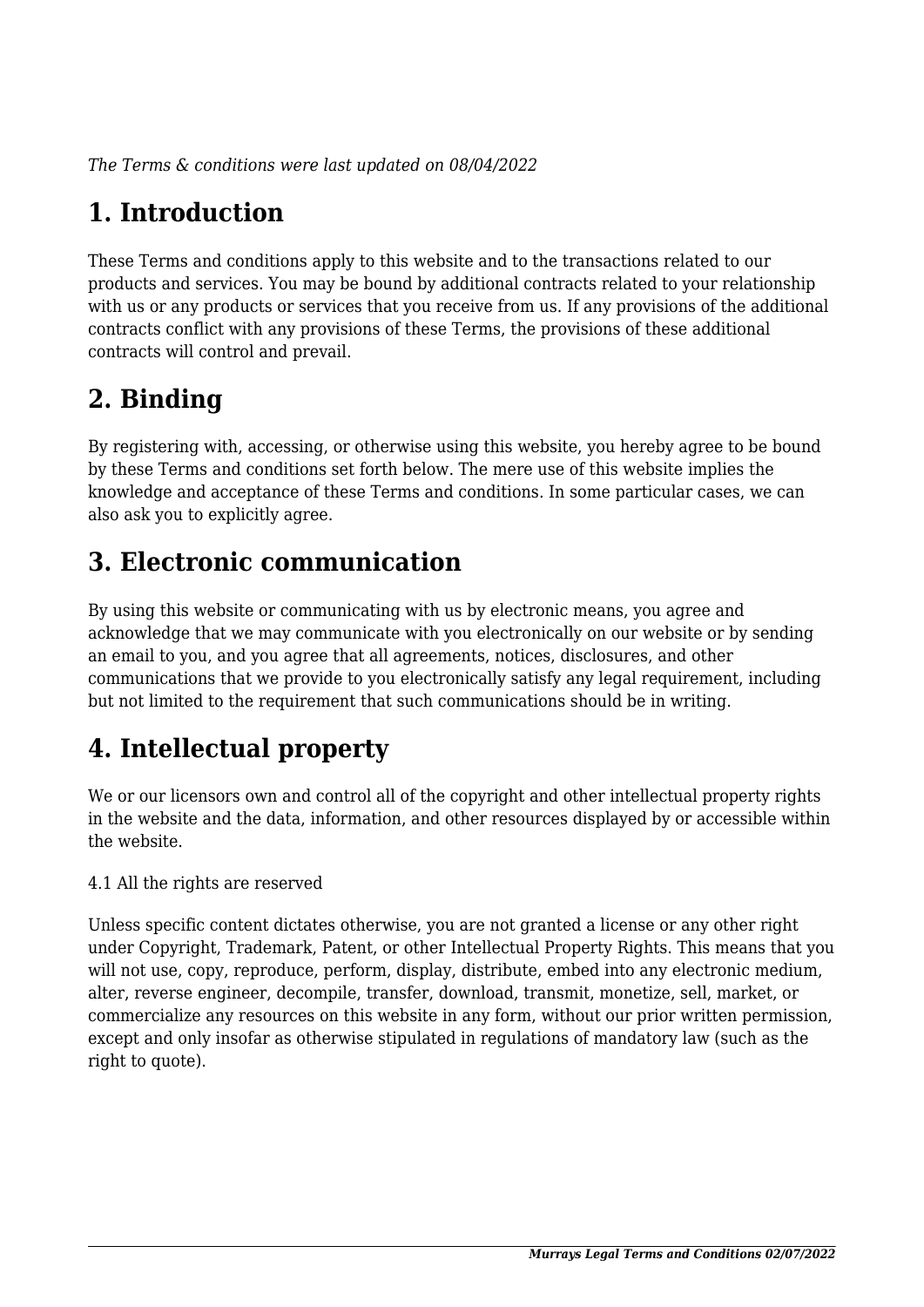*The Terms & conditions were last updated on 08/04/2022*

# 1. Introduction

These Terms and conditions apply to this website and to the transactions related to our products and services. You may be bound by additional contracts related to your relationship with us or any products or services that you receive from us. If any provisions of the additional contracts conflict with any provisions of these Terms, the provisions of these additional contracts will control and prevail.

# 2. Binding

By registering with, accessing, or otherwise using this website, you hereby agree to be bound by these Terms and conditions set forth below. The mere use of this website implies the knowledge and acceptance of these Terms and conditions. In some particular cases, we can also ask you to explicitly agree.

# 3. Electronic communication

By using this website or communicating with us by electronic means, you agree and acknowledge that we may communicate with you electronically on our website or by sending an email to you, and you agree that all agreements, notices, disclosures, and other communications that we provide to you electronically satisfy any legal requirement, including but not limited to the requirement that such communications should be in writing.

# 4. Intellectual property

We or our licensors own and control all of the copyright and other intellectual property rights in the website and the data, information, and other resources displayed by or accessible within the website.

4.1 All the rights are reserved

Unless specific content dictates otherwise, you are not granted a license or any other right under Copyright, Trademark, Patent, or other Intellectual Property Rights. This means that you will not use, copy, reproduce, perform, display, distribute, embed into any electronic medium, alter, reverse engineer, decompile, transfer, download, transmit, monetize, sell, market, or commercialize any resources on this website in any form, without our prior written permission, except and only insofar as otherwise stipulated in regulations of mandatory law (such as the right to quote).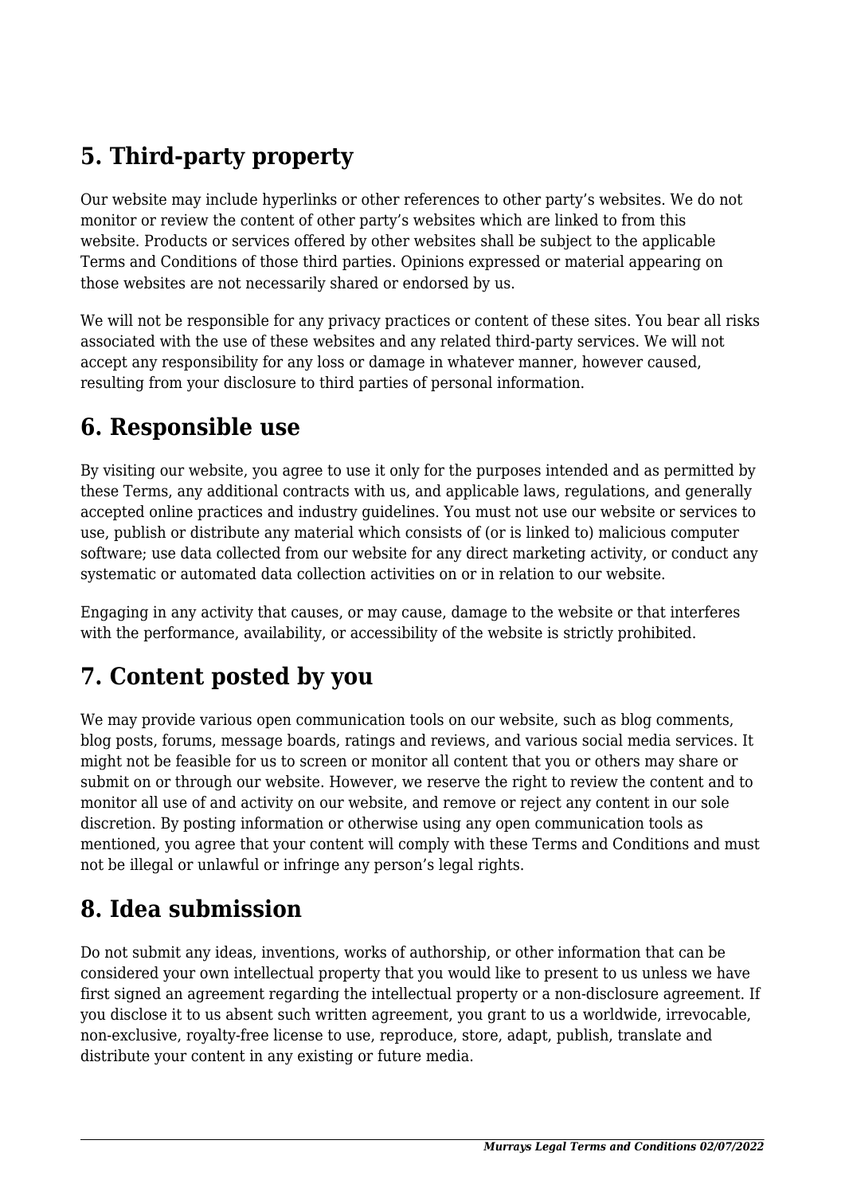## 5. Third-party property

Our website may include hyperlinks or other references to other party's websites. We do not monitor or review the content of other party's websites which are linked to from this website. Products or services offered by other websites shall be subject to the applicable Terms and Conditions of those third parties. Opinions expressed or material appearing on those websites are not necessarily shared or endorsed by us.

We will not be responsible for any privacy practices or content of these sites. You bear all risks associated with the use of these websites and any related third-party services. We will not accept any responsibility for any loss or damage in whatever manner, however caused, resulting from your disclosure to third parties of personal information.

## 6. Responsible use

By visiting our website, you agree to use it only for the purposes intended and as permitted by these Terms, any additional contracts with us, and applicable laws, regulations, and generally accepted online practices and industry guidelines. You must not use our website or services to use, publish or distribute any material which consists of (or is linked to) malicious computer software; use data collected from our website for any direct marketing activity, or conduct any systematic or automated data collection activities on or in relation to our website.

Engaging in any activity that causes, or may cause, damage to the website or that interferes with the performance, availability, or accessibility of the website is strictly prohibited.

## 7. Content posted by you

We may provide various open communication tools on our website, such as blog comments, blog posts, forums, message boards, ratings and reviews, and various social media services. It might not be feasible for us to screen or monitor all content that you or others may share or submit on or through our website. However, we reserve the right to review the content and to monitor all use of and activity on our website, and remove or reject any content in our sole discretion. By posting information or otherwise using any open communication tools as mentioned, you agree that your content will comply with these Terms and Conditions and must not be illegal or unlawful or infringe any person's legal rights.

## 8. Idea submission

Do not submit any ideas, inventions, works of authorship, or other information that can be considered your own intellectual property that you would like to present to us unless we have first signed an agreement regarding the intellectual property or a non-disclosure agreement. If you disclose it to us absent such written agreement, you grant to us a worldwide, irrevocable, non-exclusive, royalty-free license to use, reproduce, store, adapt, publish, translate and distribute your content in any existing or future media.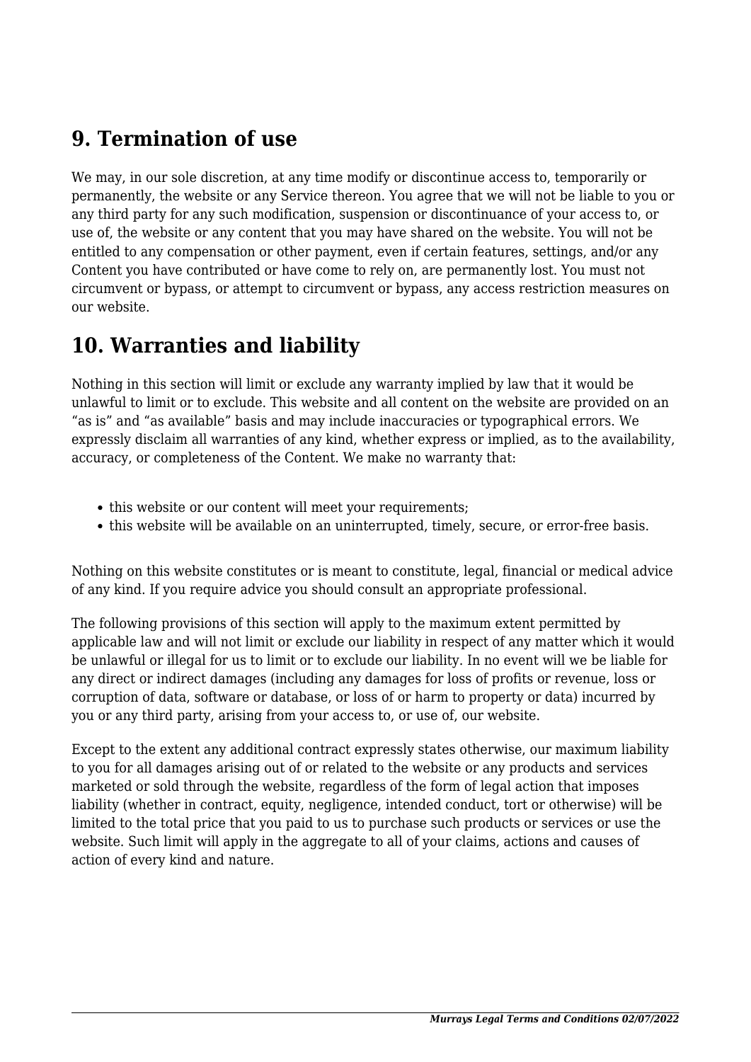## 9. Termination of use

We may, in our sole discretion, at any time modify or discontinue access to, temporarily or permanently, the website or any Service thereon. You agree that we will not be liable to you or any third party for any such modification, suspension or discontinuance of your access to, or use of, the website or any content that you may have shared on the website. You will not be entitled to any compensation or other payment, even if certain features, settings, and/or any Content you have contributed or have come to rely on, are permanently lost. You must not circumvent or bypass, or attempt to circumvent or bypass, any access restriction measures on our website.

## 10. Warranties and liability

Nothing in this section will limit or exclude any warranty implied by law that it would be unlawful to limit or to exclude. This website and all content on the website are provided on an "as is" and "as available" basis and may include inaccuracies or typographical errors. We expressly disclaim all warranties of any kind, whether express or implied, as to the availability, accuracy, or completeness of the Content. We make no warranty that:

- this website or our content will meet your requirements;
- this website will be available on an uninterrupted, timely, secure, or error-free basis.

Nothing on this website constitutes or is meant to constitute, legal, financial or medical advice of any kind. If you require advice you should consult an appropriate professional.

The following provisions of this section will apply to the maximum extent permitted by applicable law and will not limit or exclude our liability in respect of any matter which it would be unlawful or illegal for us to limit or to exclude our liability. In no event will we be liable for any direct or indirect damages (including any damages for loss of profits or revenue, loss or corruption of data, software or database, or loss of or harm to property or data) incurred by you or any third party, arising from your access to, or use of, our website.

Except to the extent any additional contract expressly states otherwise, our maximum liability to you for all damages arising out of or related to the website or any products and services marketed or sold through the website, regardless of the form of legal action that imposes liability (whether in contract, equity, negligence, intended conduct, tort or otherwise) will be limited to the total price that you paid to us to purchase such products or services or use the website. Such limit will apply in the aggregate to all of your claims, actions and causes of action of every kind and nature.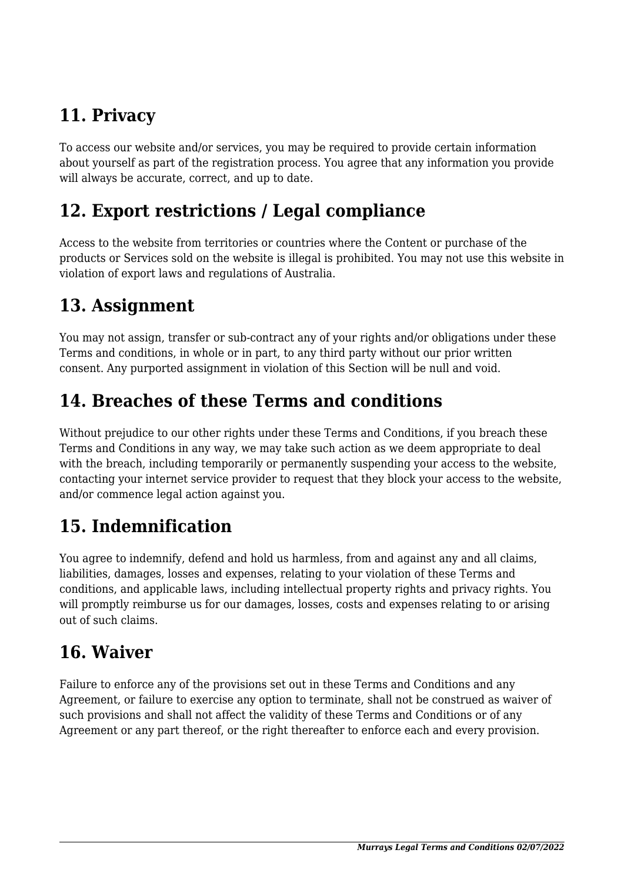## 11. Privacy

To access our website and/or services, you may be required to provide certain information about yourself as part of the registration process. You agree that any information you provide will always be accurate, correct, and up to date.

## 12. Export restrictions / Legal compliance

Access to the website from territories or countries where the Content or purchase of the products or Services sold on the website is illegal is prohibited. You may not use this website in violation of export laws and regulations of Australia.

## 13. Assignment

You may not assign, transfer or sub-contract any of your rights and/or obligations under these Terms and conditions, in whole or in part, to any third party without our prior written consent. Any purported assignment in violation of this Section will be null and void.

## 14. Breaches of these Terms and conditions

Without prejudice to our other rights under these Terms and Conditions, if you breach these Terms and Conditions in any way, we may take such action as we deem appropriate to deal with the breach, including temporarily or permanently suspending your access to the website, contacting your internet service provider to request that they block your access to the website, and/or commence legal action against you.

## 15. Indemnification

You agree to indemnify, defend and hold us harmless, from and against any and all claims, liabilities, damages, losses and expenses, relating to your violation of these Terms and conditions, and applicable laws, including intellectual property rights and privacy rights. You will promptly reimburse us for our damages, losses, costs and expenses relating to or arising out of such claims.

## 16. Waiver

Failure to enforce any of the provisions set out in these Terms and Conditions and any Agreement, or failure to exercise any option to terminate, shall not be construed as waiver of such provisions and shall not affect the validity of these Terms and Conditions or of any Agreement or any part thereof, or the right thereafter to enforce each and every provision.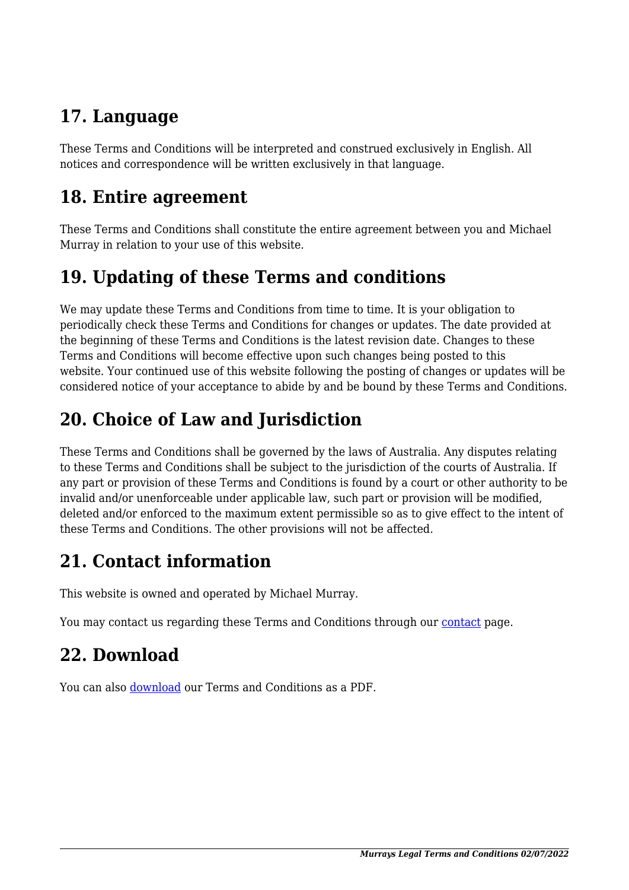## 17. Language

These Terms and Conditions will be interpreted and construed exclusively in English. All notices and correspondence will be written exclusively in that language.

## 18. Entire agreement

These Terms and Conditions shall constitute the entire agreement between you and Michael Murray in relation to your use of this website.

## 19. Updating of these Terms and conditions

We may update these Terms and Conditions from time to time. It is your obligation to periodically check these Terms and Conditions for changes or updates. The date provided at the beginning of these Terms and Conditions is the latest revision date. Changes to these Terms and Conditions will become effective upon such changes being posted to this website. Your continued use of this website following the posting of changes or updates will be considered notice of your acceptance to abide by and be bound by these Terms and Conditions.

## 20. Choice of Law and Jurisdiction

These Terms and Conditions shall be governed by the laws of Australia. Any disputes relating to these Terms and Conditions shall be subject to the jurisdiction of the courts of Australia. If any part or provision of these Terms and Conditions is found by a court or other authority to be invalid and/or unenforceable under applicable law, such part or provision will be modified, deleted and/or enforced to the maximum extent permissible so as to give effect to the intent of these Terms and Conditions. The other provisions will not be affected.

## 21. Contact information

This website is owned and operated by Michael Murray.

You may contact us regarding these Terms and Conditions through our contact page.

## 22. Download

You can also download our Terms and Conditions as a PDF.